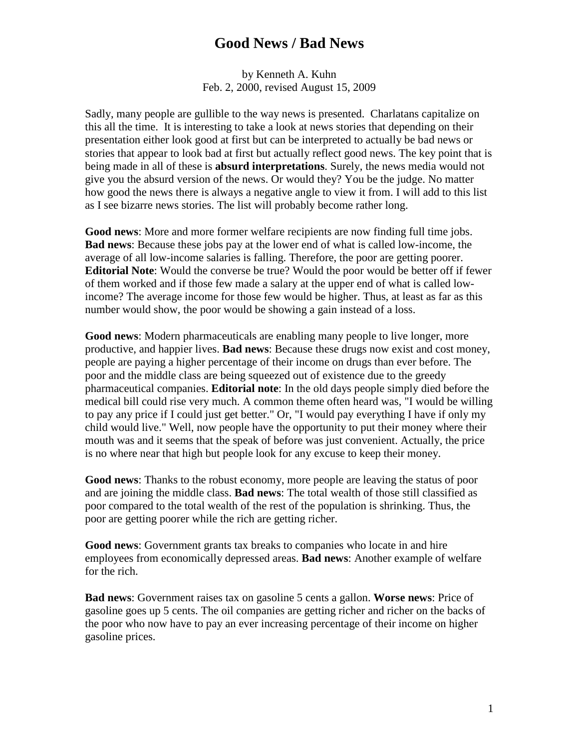# Good News / Bad News

by Kenneth A. Kuhn
Feb. 2, 2000, revised August 15, 2009

Sadly, many people are gullible to the way news is presented. Charlatans capitalize on this all the time. It is interesting to take a look at news stories that depending on their presentation either look good at first but can be interpreted to actually be bad news or stories that appear to look bad at first but actually reflect good news. The key point that is being made in all of these is **absurd interpretations**. Surely, the news media would not give you the absurd version of the news. Or would they? You be the judge. No matter how good the news there is always a negative angle to view it from. I will add to this list as I see bizarre news stories. The list will probably become rather long.

**Good news**: More and more former welfare recipients are now finding full time jobs. **Bad news**: Because these jobs pay at the lower end of what is called low-income, the average of all low-income salaries is falling. Therefore, the poor are getting poorer. **Editorial Note**: Would the converse be true? Would the poor would be better off if fewer of them worked and if those few made a salary at the upper end of what is called low-income? The average income for those few would be higher. Thus, at least as far as this number would show, the poor would be showing a gain instead of a loss.

**Good news**: Modern pharmaceuticals are enabling many people to live longer, more productive, and happier lives. **Bad news**: Because these drugs now exist and cost money, people are paying a higher percentage of their income on drugs than ever before. The poor and the middle class are being squeezed out of existence due to the greedy pharmaceutical companies. **Editorial note**: In the old days people simply died before the medical bill could rise very much. A common theme often heard was, "I would be willing to pay any price if I could just get better." Or, "I would pay everything I have if only my child would live." Well, now people have the opportunity to put their money where their mouth was and it seems that the speak of before was just convenient. Actually, the price is no where near that high but people look for any excuse to keep their money.

**Good news**: Thanks to the robust economy, more people are leaving the status of poor and are joining the middle class. **Bad news**: The total wealth of those still classified as poor compared to the total wealth of the rest of the population is shrinking. Thus, the poor are getting poorer while the rich are getting richer.

**Good news**: Government grants tax breaks to companies who locate in and hire employees from economically depressed areas. **Bad news**: Another example of welfare for the rich.

**Bad news**: Government raises tax on gasoline 5 cents a gallon. **Worse news**: Price of gasoline goes up 5 cents. The oil companies are getting richer and richer on the backs of the poor who now have to pay an ever increasing percentage of their income on higher gasoline prices.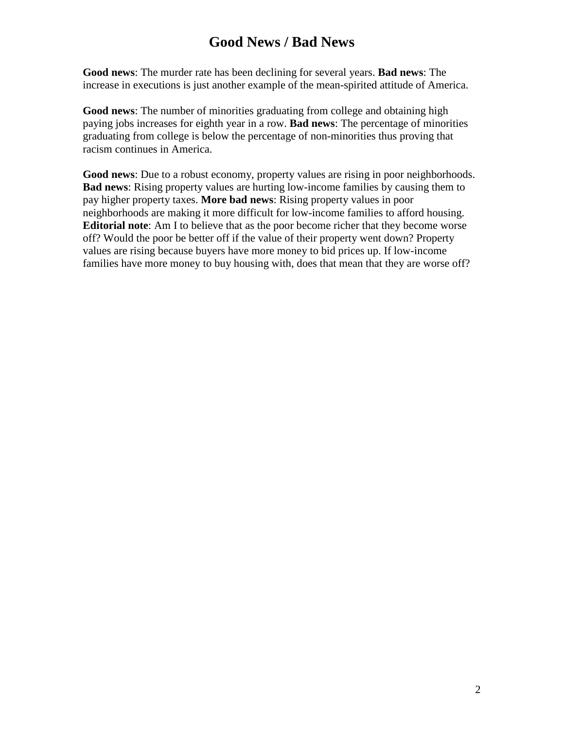# Good News / Bad News

**Good news**: The murder rate has been declining for several years. **Bad news**: The increase in executions is just another example of the mean-spirited attitude of America.

**Good news**: The number of minorities graduating from college and obtaining high paying jobs increases for eighth year in a row. **Bad news**: The percentage of minorities graduating from college is below the percentage of non-minorities thus proving that racism continues in America.

**Good news**: Due to a robust economy, property values are rising in poor neighborhoods. **Bad news**: Rising property values are hurting low-income families by causing them to pay higher property taxes. **More bad news**: Rising property values in poor neighborhoods are making it more difficult for low-income families to afford housing. **Editorial note**: Am I to believe that as the poor become richer that they become worse off? Would the poor be better off if the value of their property went down? Property values are rising because buyers have more money to bid prices up. If low-income families have more money to buy housing with, does that mean that they are worse off?